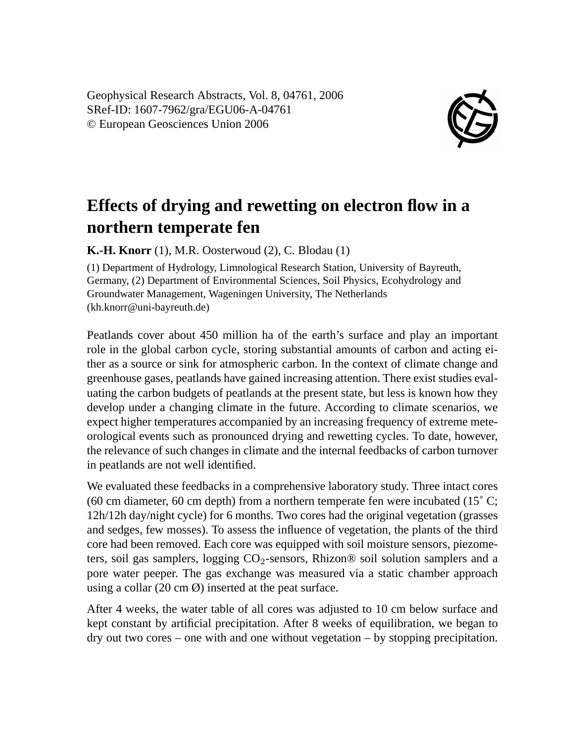Geophysical Research Abstracts, Vol. 8, 04761, 2006
SRef-ID: 1607-7962/gra/EGU06-A-04761
© European Geosciences Union 2006

# Effects of drying and rewetting on electron flow in a northern temperate fen

**K.-H. Knorr** (1), M.R. Oosterwoud (2), C. Blodau (1)

(1) Department of Hydrology, Limnological Research Station, University of Bayreuth, Germany, (2) Department of Environmental Sciences, Soil Physics, Ecohydrology and Groundwater Management, Wageningen University, The Netherlands (kh.knorr@uni-bayreuth.de)

Peatlands cover about 450 million ha of the earth's surface and play an important role in the global carbon cycle, storing substantial amounts of carbon and acting either as a source or sink for atmospheric carbon. In the context of climate change and greenhouse gases, peatlands have gained increasing attention. There exist studies evaluating the carbon budgets of peatlands at the present state, but less is known how they develop under a changing climate in the future. According to climate scenarios, we expect higher temperatures accompanied by an increasing frequency of extreme meteorological events such as pronounced drying and rewetting cycles. To date, however, the relevance of such changes in climate and the internal feedbacks of carbon turnover in peatlands are not well identified.

We evaluated these feedbacks in a comprehensive laboratory study. Three intact cores (60 cm diameter, 60 cm depth) from a northern temperate fen were incubated (15° C; 12h/12h day/night cycle) for 6 months. Two cores had the original vegetation (grasses and sedges, few mosses). To assess the influence of vegetation, the plants of the third core had been removed. Each core was equipped with soil moisture sensors, piezometers, soil gas samplers, logging $CO_2$-sensors, Rhizon® soil solution samplers and a pore water peeper. The gas exchange was measured via a static chamber approach using a collar (20 cm Ø) inserted at the peat surface.

After 4 weeks, the water table of all cores was adjusted to 10 cm below surface and kept constant by artificial precipitation. After 8 weeks of equilibration, we began to dry out two cores – one with and one without vegetation – by stopping precipitation.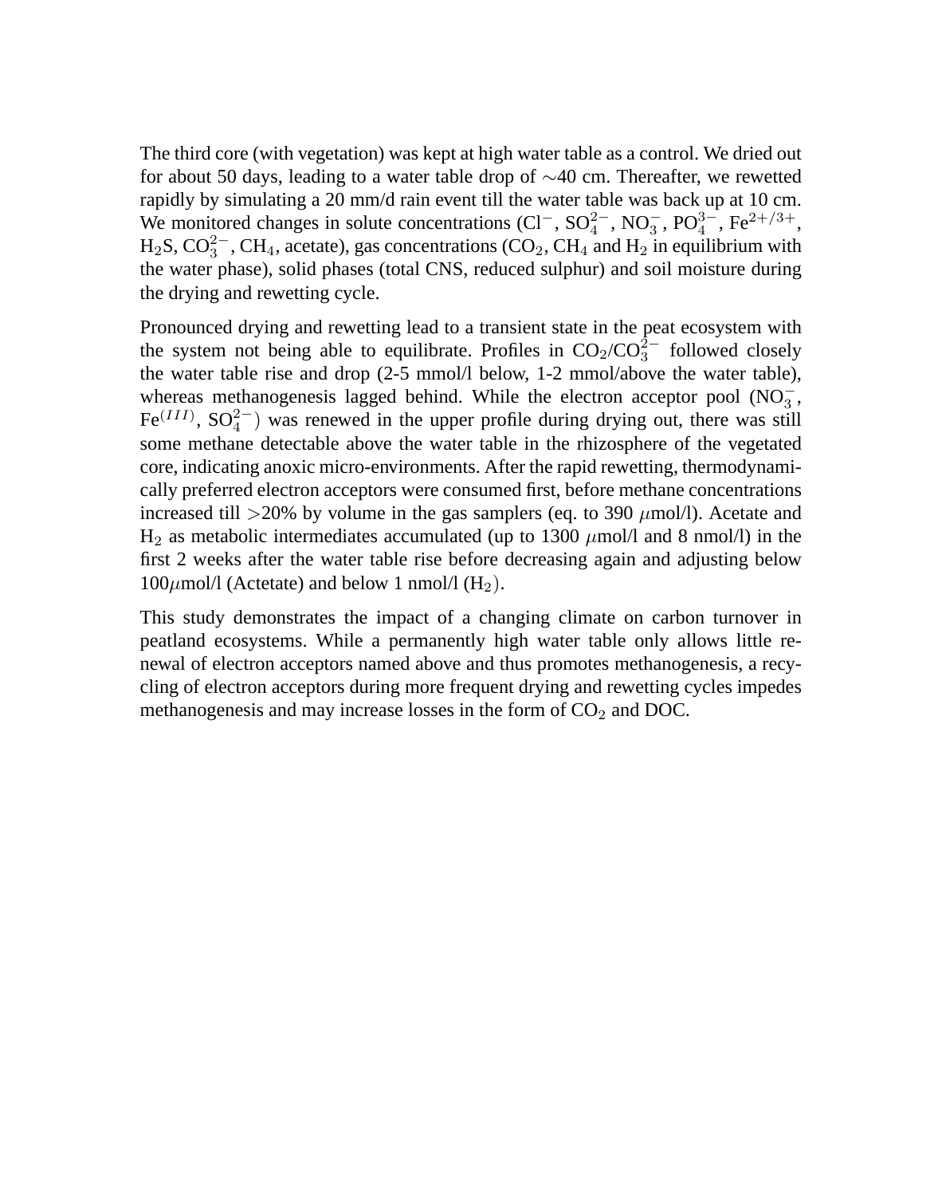The third core (with vegetation) was kept at high water table as a control. We dried out for about 50 days, leading to a water table drop of $\sim$40 cm. Thereafter, we rewetted rapidly by simulating a 20 mm/d rain event till the water table was back up at 10 cm. We monitored changes in solute concentrations ($Cl^-$, $SO_4^{2-}$, $NO_3^-$, $PO_4^{3-}$, $Fe^{2+/3+}$, $H_2S$, $CO_3^{2-}$, $CH_4$, acetate), gas concentrations ($CO_2$, $CH_4$ and $H_2$ in equilibrium with the water phase), solid phases (total CNS, reduced sulphur) and soil moisture during the drying and rewetting cycle.

Pronounced drying and rewetting lead to a transient state in the peat ecosystem with the system not being able to equilibrate. Profiles in $CO_2$/$CO_3^{2-}$ followed closely the water table rise and drop (2-5 mmol/l below, 1-2 mmol/above the water table), whereas methanogenesis lagged behind. While the electron acceptor pool ($NO_3^-$, $Fe^{(III)}$, $SO_4^{2-}$) was renewed in the upper profile during drying out, there was still some methane detectable above the water table in the rhizosphere of the vegetated core, indicating anoxic micro-environments. After the rapid rewetting, thermodynamically preferred electron acceptors were consumed first, before methane concentrations increased till $>$20% by volume in the gas samplers (eq. to 390 $\mu$mol/l). Acetate and $H_2$ as metabolic intermediates accumulated (up to 1300 $\mu$mol/l and 8 nmol/l) in the first 2 weeks after the water table rise before decreasing again and adjusting below 100$\mu$mol/l (Actetate) and below 1 nmol/l ($H_2$).

This study demonstrates the impact of a changing climate on carbon turnover in peatland ecosystems. While a permanently high water table only allows little renewal of electron acceptors named above and thus promotes methanogenesis, a recycling of electron acceptors during more frequent drying and rewetting cycles impedes methanogenesis and may increase losses in the form of $CO_2$ and DOC.